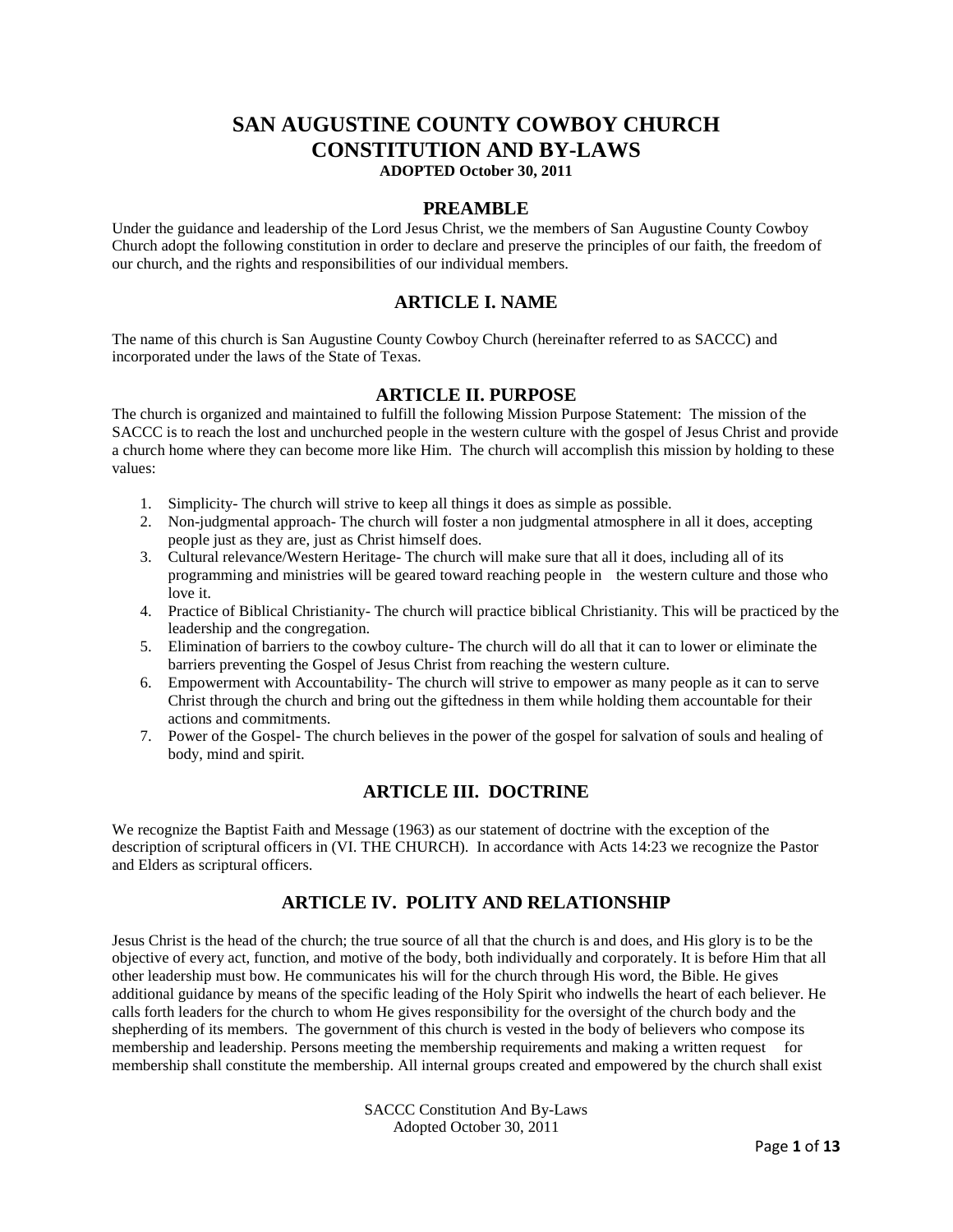# SAN AUGUSTINE COUNTY COWBOY CHURCH CONSTITUTION AND BY-LAWS

**ADOPTED October 30, 2011**

## PREAMBLE

Under the guidance and leadership of the Lord Jesus Christ, we the members of San Augustine County Cowboy Church adopt the following constitution in order to declare and preserve the principles of our faith, the freedom of our church, and the rights and responsibilities of our individual members.

## ARTICLE I. NAME

The name of this church is San Augustine County Cowboy Church (hereinafter referred to as SACCC) and incorporated under the laws of the State of Texas.

## ARTICLE II. PURPOSE

The church is organized and maintained to fulfill the following Mission Purpose Statement: The mission of the SACCC is to reach the lost and unchurched people in the western culture with the gospel of Jesus Christ and provide a church home where they can become more like Him. The church will accomplish this mission by holding to these values:

1. Simplicity- The church will strive to keep all things it does as simple as possible.
2. Non-judgmental approach- The church will foster a non judgmental atmosphere in all it does, accepting people just as they are, just as Christ himself does.
3. Cultural relevance/Western Heritage- The church will make sure that all it does, including all of its programming and ministries will be geared toward reaching people in the western culture and those who love it.
4. Practice of Biblical Christianity- The church will practice biblical Christianity. This will be practiced by the leadership and the congregation.
5. Elimination of barriers to the cowboy culture- The church will do all that it can to lower or eliminate the barriers preventing the Gospel of Jesus Christ from reaching the western culture.
6. Empowerment with Accountability- The church will strive to empower as many people as it can to serve Christ through the church and bring out the giftedness in them while holding them accountable for their actions and commitments.
7. Power of the Gospel- The church believes in the power of the gospel for salvation of souls and healing of body, mind and spirit.

## ARTICLE III. DOCTRINE

We recognize the Baptist Faith and Message (1963) as our statement of doctrine with the exception of the description of scriptural officers in (VI. THE CHURCH). In accordance with Acts 14:23 we recognize the Pastor and Elders as scriptural officers.

## ARTICLE IV. POLITY AND RELATIONSHIP

Jesus Christ is the head of the church; the true source of all that the church is and does, and His glory is to be the objective of every act, function, and motive of the body, both individually and corporately. It is before Him that all other leadership must bow. He communicates his will for the church through His word, the Bible. He gives additional guidance by means of the specific leading of the Holy Spirit who indwells the heart of each believer. He calls forth leaders for the church to whom He gives responsibility for the oversight of the church body and the shepherding of its members. The government of this church is vested in the body of believers who compose its membership and leadership. Persons meeting the membership requirements and making a written request for membership shall constitute the membership. All internal groups created and empowered by the church shall exist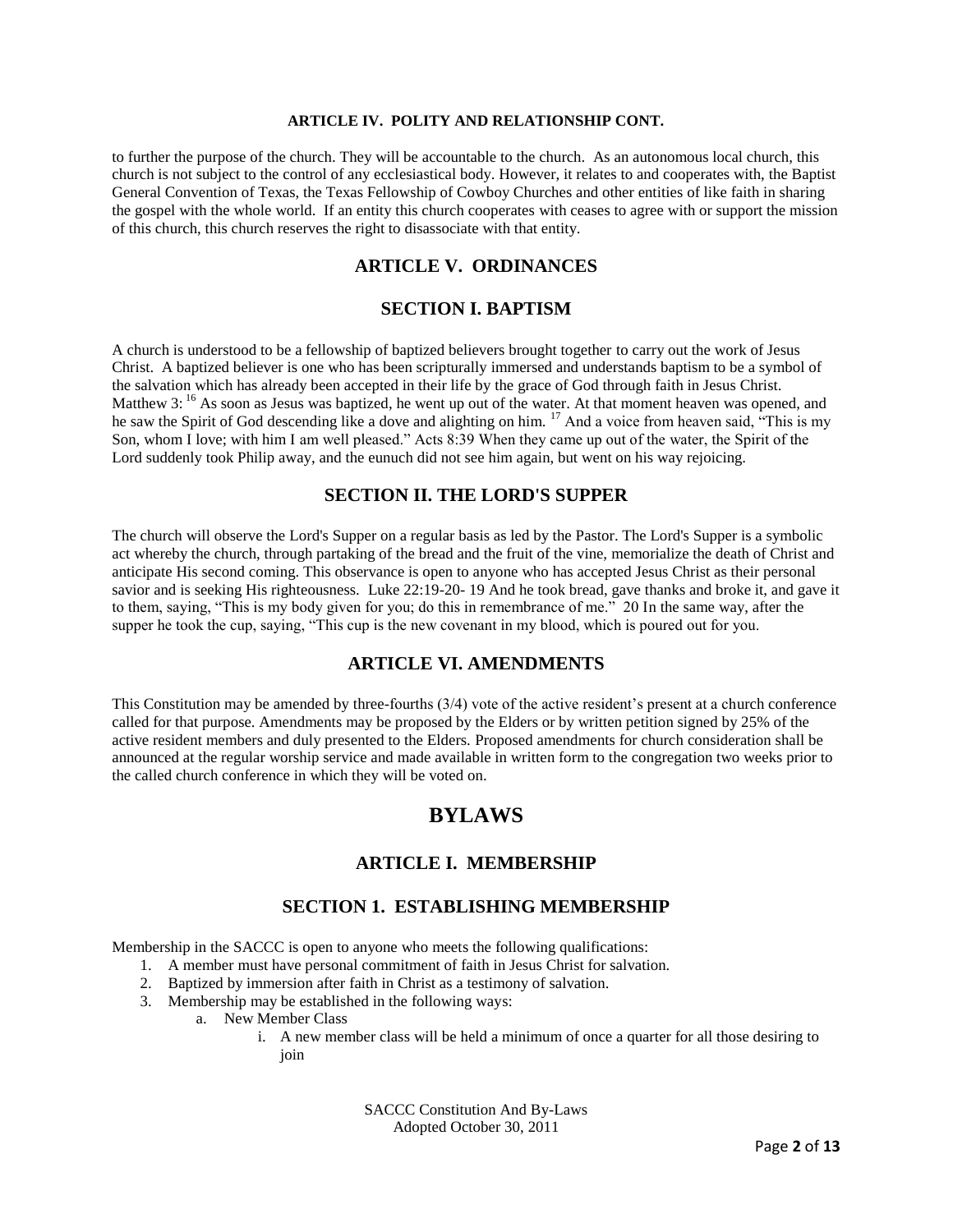**ARTICLE IV. POLITY AND RELATIONSHIP CONT.**

to further the purpose of the church. They will be accountable to the church. As an autonomous local church, this church is not subject to the control of any ecclesiastical body. However, it relates to and cooperates with, the Baptist General Convention of Texas, the Texas Fellowship of Cowboy Churches and other entities of like faith in sharing the gospel with the whole world. If an entity this church cooperates with ceases to agree with or support the mission of this church, this church reserves the right to disassociate with that entity.

## ARTICLE V. ORDINANCES

### SECTION I. BAPTISM

A church is understood to be a fellowship of baptized believers brought together to carry out the work of Jesus Christ. A baptized believer is one who has been scripturally immersed and understands baptism to be a symbol of the salvation which has already been accepted in their life by the grace of God through faith in Jesus Christ. Matthew 3: [16] As soon as Jesus was baptized, he went up out of the water. At that moment heaven was opened, and he saw the Spirit of God descending like a dove and alighting on him. [17] And a voice from heaven said, "This is my Son, whom I love; with him I am well pleased." Acts 8:39 When they came up out of the water, the Spirit of the Lord suddenly took Philip away, and the eunuch did not see him again, but went on his way rejoicing.

### SECTION II. THE LORD'S SUPPER

The church will observe the Lord's Supper on a regular basis as led by the Pastor. The Lord's Supper is a symbolic act whereby the church, through partaking of the bread and the fruit of the vine, memorialize the death of Christ and anticipate His second coming. This observance is open to anyone who has accepted Jesus Christ as their personal savior and is seeking His righteousness. Luke 22:19-20- 19 And he took bread, gave thanks and broke it, and gave it to them, saying, "This is my body given for you; do this in remembrance of me." 20 In the same way, after the supper he took the cup, saying, "This cup is the new covenant in my blood, which is poured out for you.

## ARTICLE VI. AMENDMENTS

This Constitution may be amended by three-fourths (3/4) vote of the active resident's present at a church conference called for that purpose. Amendments may be proposed by the Elders or by written petition signed by 25% of the active resident members and duly presented to the Elders. Proposed amendments for church consideration shall be announced at the regular worship service and made available in written form to the congregation two weeks prior to the called church conference in which they will be voted on.

# BYLAWS

## ARTICLE I. MEMBERSHIP

### SECTION 1. ESTABLISHING MEMBERSHIP

Membership in the SACCC is open to anyone who meets the following qualifications:

1. A member must have personal commitment of faith in Jesus Christ for salvation.
2. Baptized by immersion after faith in Christ as a testimony of salvation.
3. Membership may be established in the following ways:
    a. New Member Class
        i. A new member class will be held a minimum of once a quarter for all those desiring to join

SACCC Constitution And By-Laws
Adopted October 30, 2011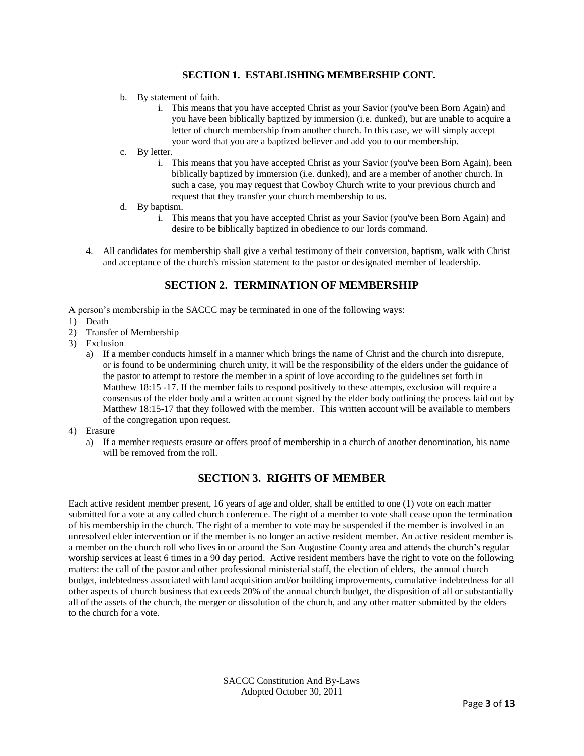### SECTION 1. ESTABLISHING MEMBERSHIP CONT.

b. By statement of faith.
   i. This means that you have accepted Christ as your Savior (you've been Born Again) and you have been biblically baptized by immersion (i.e. dunked), but are unable to acquire a letter of church membership from another church. In this case, we will simply accept your word that you are a baptized believer and add you to our membership.

c. By letter.
   i. This means that you have accepted Christ as your Savior (you've been Born Again), been biblically baptized by immersion (i.e. dunked), and are a member of another church. In such a case, you may request that Cowboy Church write to your previous church and request that they transfer your church membership to us.

d. By baptism.
   i. This means that you have accepted Christ as your Savior (you've been Born Again) and desire to be biblically baptized in obedience to our lords command.

4. All candidates for membership shall give a verbal testimony of their conversion, baptism, walk with Christ and acceptance of the church's mission statement to the pastor or designated member of leadership.

## SECTION 2. TERMINATION OF MEMBERSHIP

A person's membership in the SACCC may be terminated in one of the following ways:

1) Death
2) Transfer of Membership
3) Exclusion
   a) If a member conducts himself in a manner which brings the name of Christ and the church into disrepute, or is found to be undermining church unity, it will be the responsibility of the elders under the guidance of the pastor to attempt to restore the member in a spirit of love according to the guidelines set forth in Matthew 18:15 -17. If the member fails to respond positively to these attempts, exclusion will require a consensus of the elder body and a written account signed by the elder body outlining the process laid out by Matthew 18:15-17 that they followed with the member. This written account will be available to members of the congregation upon request.
4) Erasure
   a) If a member requests erasure or offers proof of membership in a church of another denomination, his name will be removed from the roll.

## SECTION 3. RIGHTS OF MEMBER

Each active resident member present, 16 years of age and older, shall be entitled to one (1) vote on each matter submitted for a vote at any called church conference. The right of a member to vote shall cease upon the termination of his membership in the church. The right of a member to vote may be suspended if the member is involved in an unresolved elder intervention or if the member is no longer an active resident member. An active resident member is a member on the church roll who lives in or around the San Augustine County area and attends the church's regular worship services at least 6 times in a 90 day period. Active resident members have the right to vote on the following matters: the call of the pastor and other professional ministerial staff, the election of elders, the annual church budget, indebtedness associated with land acquisition and/or building improvements, cumulative indebtedness for all other aspects of church business that exceeds 20% of the annual church budget, the disposition of all or substantially all of the assets of the church, the merger or dissolution of the church, and any other matter submitted by the elders to the church for a vote.

SACCC Constitution And By-Laws
Adopted October 30, 2011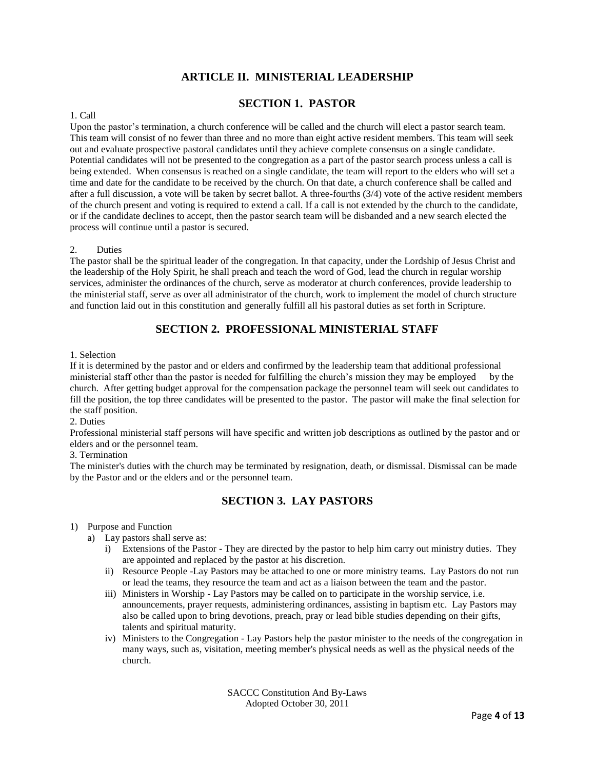# ARTICLE II. MINISTERIAL LEADERSHIP

## SECTION 1. PASTOR

1. Call

Upon the pastor's termination, a church conference will be called and the church will elect a pastor search team. This team will consist of no fewer than three and no more than eight active resident members. This team will seek out and evaluate prospective pastoral candidates until they achieve complete consensus on a single candidate. Potential candidates will not be presented to the congregation as a part of the pastor search process unless a call is being extended. When consensus is reached on a single candidate, the team will report to the elders who will set a time and date for the candidate to be received by the church. On that date, a church conference shall be called and after a full discussion, a vote will be taken by secret ballot. A three-fourths (3/4) vote of the active resident members of the church present and voting is required to extend a call. If a call is not extended by the church to the candidate, or if the candidate declines to accept, then the pastor search team will be disbanded and a new search elected the process will continue until a pastor is secured.

2. Duties

The pastor shall be the spiritual leader of the congregation. In that capacity, under the Lordship of Jesus Christ and the leadership of the Holy Spirit, he shall preach and teach the word of God, lead the church in regular worship services, administer the ordinances of the church, serve as moderator at church conferences, provide leadership to the ministerial staff, serve as over all administrator of the church, work to implement the model of church structure and function laid out in this constitution and generally fulfill all his pastoral duties as set forth in Scripture.

## SECTION 2. PROFESSIONAL MINISTERIAL STAFF

1. Selection

If it is determined by the pastor and or elders and confirmed by the leadership team that additional professional ministerial staff other than the pastor is needed for fulfilling the church's mission they may be employed by the church. After getting budget approval for the compensation package the personnel team will seek out candidates to fill the position, the top three candidates will be presented to the pastor. The pastor will make the final selection for the staff position.

2. Duties

Professional ministerial staff persons will have specific and written job descriptions as outlined by the pastor and or elders and or the personnel team.

3. Termination

The minister's duties with the church may be terminated by resignation, death, or dismissal. Dismissal can be made by the Pastor and or the elders and or the personnel team.

## SECTION 3. LAY PASTORS

1) Purpose and Function
   a) Lay pastors shall serve as:
      i) Extensions of the Pastor - They are directed by the pastor to help him carry out ministry duties. They are appointed and replaced by the pastor at his discretion.
      ii) Resource People -Lay Pastors may be attached to one or more ministry teams. Lay Pastors do not run or lead the teams, they resource the team and act as a liaison between the team and the pastor.
      iii) Ministers in Worship - Lay Pastors may be called on to participate in the worship service, i.e. announcements, prayer requests, administering ordinances, assisting in baptism etc. Lay Pastors may also be called upon to bring devotions, preach, pray or lead bible studies depending on their gifts, talents and spiritual maturity.
      iv) Ministers to the Congregation - Lay Pastors help the pastor minister to the needs of the congregation in many ways, such as, visitation, meeting member's physical needs as well as the physical needs of the church.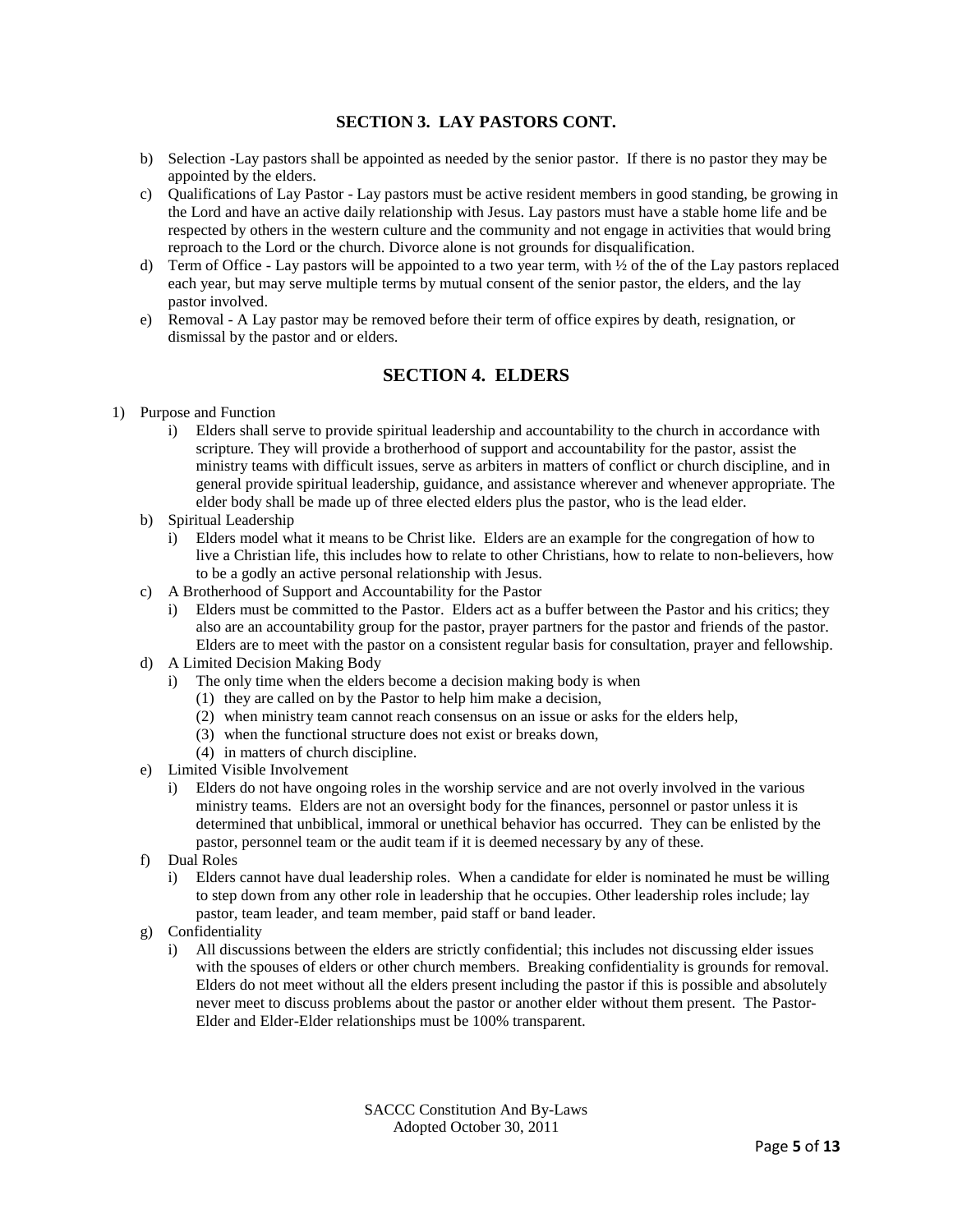### SECTION 3. LAY PASTORS CONT.

b) Selection -Lay pastors shall be appointed as needed by the senior pastor. If there is no pastor they may be appointed by the elders.

c) Qualifications of Lay Pastor - Lay pastors must be active resident members in good standing, be growing in the Lord and have an active daily relationship with Jesus. Lay pastors must have a stable home life and be respected by others in the western culture and the community and not engage in activities that would bring reproach to the Lord or the church. Divorce alone is not grounds for disqualification.

d) Term of Office - Lay pastors will be appointed to a two year term, with ½ of the of the Lay pastors replaced each year, but may serve multiple terms by mutual consent of the senior pastor, the elders, and the lay pastor involved.

e) Removal - A Lay pastor may be removed before their term of office expires by death, resignation, or dismissal by the pastor and or elders.

## SECTION 4. ELDERS

1) Purpose and Function
   - i) Elders shall serve to provide spiritual leadership and accountability to the church in accordance with scripture. They will provide a brotherhood of support and accountability for the pastor, assist the ministry teams with difficult issues, serve as arbiters in matters of conflict or church discipline, and in general provide spiritual leadership, guidance, and assistance wherever and whenever appropriate. The elder body shall be made up of three elected elders plus the pastor, who is the lead elder.

b) Spiritual Leadership
   - i) Elders model what it means to be Christ like. Elders are an example for the congregation of how to live a Christian life, this includes how to relate to other Christians, how to relate to non-believers, how to be a godly an active personal relationship with Jesus.

c) A Brotherhood of Support and Accountability for the Pastor
   - i) Elders must be committed to the Pastor. Elders act as a buffer between the Pastor and his critics; they also are an accountability group for the pastor, prayer partners for the pastor and friends of the pastor. Elders are to meet with the pastor on a consistent regular basis for consultation, prayer and fellowship.

d) A Limited Decision Making Body
   - i) The only time when the elders become a decision making body is when
     - (1) they are called on by the Pastor to help him make a decision,
     - (2) when ministry team cannot reach consensus on an issue or asks for the elders help,
     - (3) when the functional structure does not exist or breaks down,
     - (4) in matters of church discipline.

e) Limited Visible Involvement
   - i) Elders do not have ongoing roles in the worship service and are not overly involved in the various ministry teams. Elders are not an oversight body for the finances, personnel or pastor unless it is determined that unbiblical, immoral or unethical behavior has occurred. They can be enlisted by the pastor, personnel team or the audit team if it is deemed necessary by any of these.

f) Dual Roles
   - i) Elders cannot have dual leadership roles. When a candidate for elder is nominated he must be willing to step down from any other role in leadership that he occupies. Other leadership roles include; lay pastor, team leader, and team member, paid staff or band leader.

g) Confidentiality
   - i) All discussions between the elders are strictly confidential; this includes not discussing elder issues with the spouses of elders or other church members. Breaking confidentiality is grounds for removal. Elders do not meet without all the elders present including the pastor if this is possible and absolutely never meet to discuss problems about the pastor or another elder without them present. The Pastor-Elder and Elder-Elder relationships must be 100% transparent.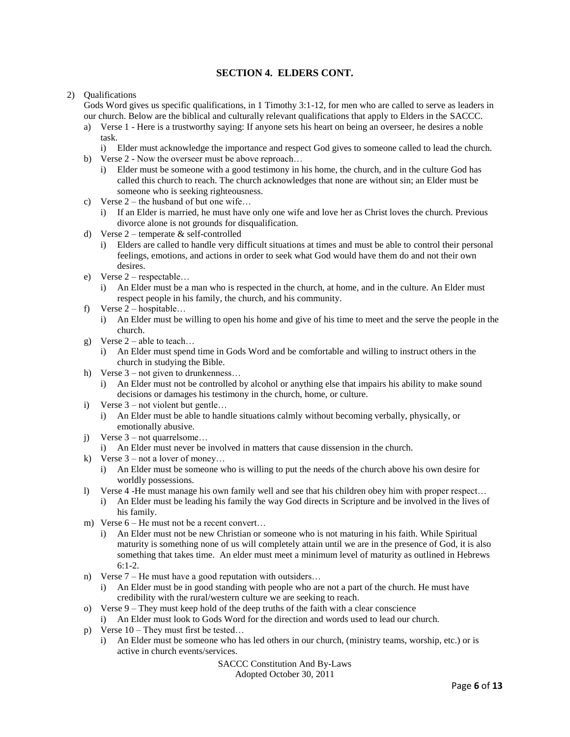## SECTION 4. ELDERS CONT.

2) Qualifications

   Gods Word gives us specific qualifications, in 1 Timothy 3:1-12, for men who are called to serve as leaders in our church. Below are the biblical and culturally relevant qualifications that apply to Elders in the SACCC.

   a) Verse 1 - Here is a trustworthy saying: If anyone sets his heart on being an overseer, he desires a noble task.
      i) Elder must acknowledge the importance and respect God gives to someone called to lead the church.
   b) Verse 2 - Now the overseer must be above reproach…
      i) Elder must be someone with a good testimony in his home, the church, and in the culture God has called this church to reach. The church acknowledges that none are without sin; an Elder must be someone who is seeking righteousness.
   c) Verse 2 – the husband of but one wife…
      i) If an Elder is married, he must have only one wife and love her as Christ loves the church. Previous divorce alone is not grounds for disqualification.
   d) Verse 2 – temperate & self-controlled
      i) Elders are called to handle very difficult situations at times and must be able to control their personal feelings, emotions, and actions in order to seek what God would have them do and not their own desires.
   e) Verse 2 – respectable…
      i) An Elder must be a man who is respected in the church, at home, and in the culture. An Elder must respect people in his family, the church, and his community.
   f) Verse 2 – hospitable…
      i) An Elder must be willing to open his home and give of his time to meet and the serve the people in the church.
   g) Verse 2 – able to teach…
      i) An Elder must spend time in Gods Word and be comfortable and willing to instruct others in the church in studying the Bible.
   h) Verse 3 – not given to drunkenness…
      i) An Elder must not be controlled by alcohol or anything else that impairs his ability to make sound decisions or damages his testimony in the church, home, or culture.
   i) Verse 3 – not violent but gentle…
      i) An Elder must be able to handle situations calmly without becoming verbally, physically, or emotionally abusive.
   j) Verse 3 – not quarrelsome…
      i) An Elder must never be involved in matters that cause dissension in the church.
   k) Verse 3 – not a lover of money…
      i) An Elder must be someone who is willing to put the needs of the church above his own desire for worldly possessions.
   l) Verse 4 -He must manage his own family well and see that his children obey him with proper respect…
      i) An Elder must be leading his family the way God directs in Scripture and be involved in the lives of his family.
   m) Verse 6 – He must not be a recent convert…
      i) An Elder must not be new Christian or someone who is not maturing in his faith. While Spiritual maturity is something none of us will completely attain until we are in the presence of God, it is also something that takes time. An elder must meet a minimum level of maturity as outlined in Hebrews 6:1-2.
   n) Verse 7 – He must have a good reputation with outsiders…
      i) An Elder must be in good standing with people who are not a part of the church. He must have credibility with the rural/western culture we are seeking to reach.
   o) Verse 9 – They must keep hold of the deep truths of the faith with a clear conscience
      i) An Elder must look to Gods Word for the direction and words used to lead our church.
   p) Verse 10 – They must first be tested…
      i) An Elder must be someone who has led others in our church, (ministry teams, worship, etc.) or is active in church events/services.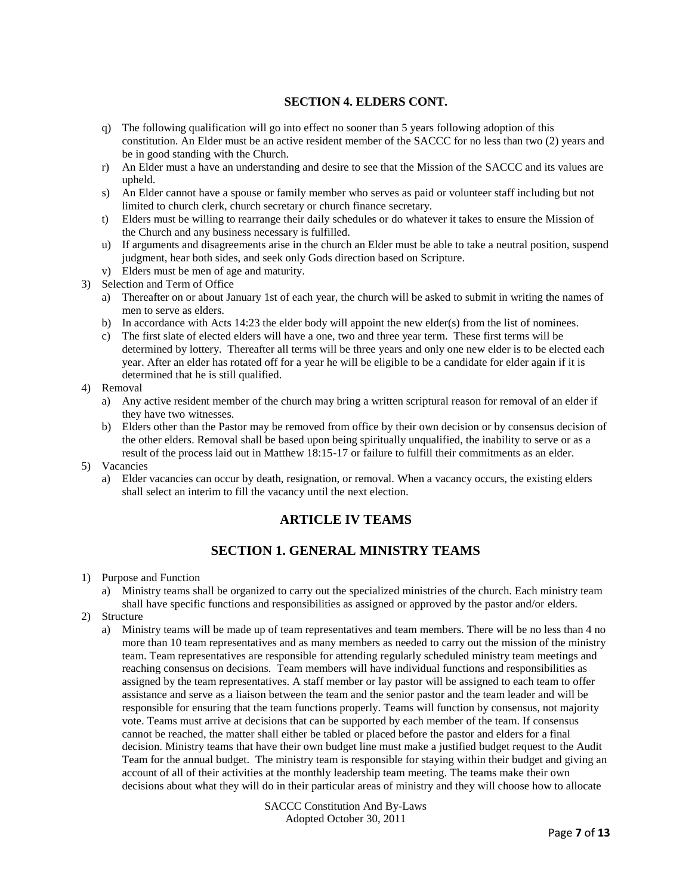### SECTION 4. ELDERS CONT.

- q) The following qualification will go into effect no sooner than 5 years following adoption of this constitution. An Elder must be an active resident member of the SACCC for no less than two (2) years and be in good standing with the Church.
- r) An Elder must a have an understanding and desire to see that the Mission of the SACCC and its values are upheld.
- s) An Elder cannot have a spouse or family member who serves as paid or volunteer staff including but not limited to church clerk, church secretary or church finance secretary.
- t) Elders must be willing to rearrange their daily schedules or do whatever it takes to ensure the Mission of the Church and any business necessary is fulfilled.
- u) If arguments and disagreements arise in the church an Elder must be able to take a neutral position, suspend judgment, hear both sides, and seek only Gods direction based on Scripture.
- v) Elders must be men of age and maturity.

3) Selection and Term of Office
   - a) Thereafter on or about January 1st of each year, the church will be asked to submit in writing the names of men to serve as elders.
   - b) In accordance with Acts 14:23 the elder body will appoint the new elder(s) from the list of nominees.
   - c) The first slate of elected elders will have a one, two and three year term. These first terms will be determined by lottery. Thereafter all terms will be three years and only one new elder is to be elected each year. After an elder has rotated off for a year he will be eligible to be a candidate for elder again if it is determined that he is still qualified.

4) Removal
   - a) Any active resident member of the church may bring a written scriptural reason for removal of an elder if they have two witnesses.
   - b) Elders other than the Pastor may be removed from office by their own decision or by consensus decision of the other elders. Removal shall be based upon being spiritually unqualified, the inability to serve or as a result of the process laid out in Matthew 18:15-17 or failure to fulfill their commitments as an elder.

5) Vacancies
   - a) Elder vacancies can occur by death, resignation, or removal. When a vacancy occurs, the existing elders shall select an interim to fill the vacancy until the next election.

## ARTICLE IV TEAMS

### SECTION 1. GENERAL MINISTRY TEAMS

1) Purpose and Function
   - a) Ministry teams shall be organized to carry out the specialized ministries of the church. Each ministry team shall have specific functions and responsibilities as assigned or approved by the pastor and/or elders.

2) Structure
   - a) Ministry teams will be made up of team representatives and team members. There will be no less than 4 no more than 10 team representatives and as many members as needed to carry out the mission of the ministry team. Team representatives are responsible for attending regularly scheduled ministry team meetings and reaching consensus on decisions. Team members will have individual functions and responsibilities as assigned by the team representatives. A staff member or lay pastor will be assigned to each team to offer assistance and serve as a liaison between the team and the senior pastor and the team leader and will be responsible for ensuring that the team functions properly. Teams will function by consensus, not majority vote. Teams must arrive at decisions that can be supported by each member of the team. If consensus cannot be reached, the matter shall either be tabled or placed before the pastor and elders for a final decision. Ministry teams that have their own budget line must make a justified budget request to the Audit Team for the annual budget. The ministry team is responsible for staying within their budget and giving an account of all of their activities at the monthly leadership team meeting. The teams make their own decisions about what they will do in their particular areas of ministry and they will choose how to allocate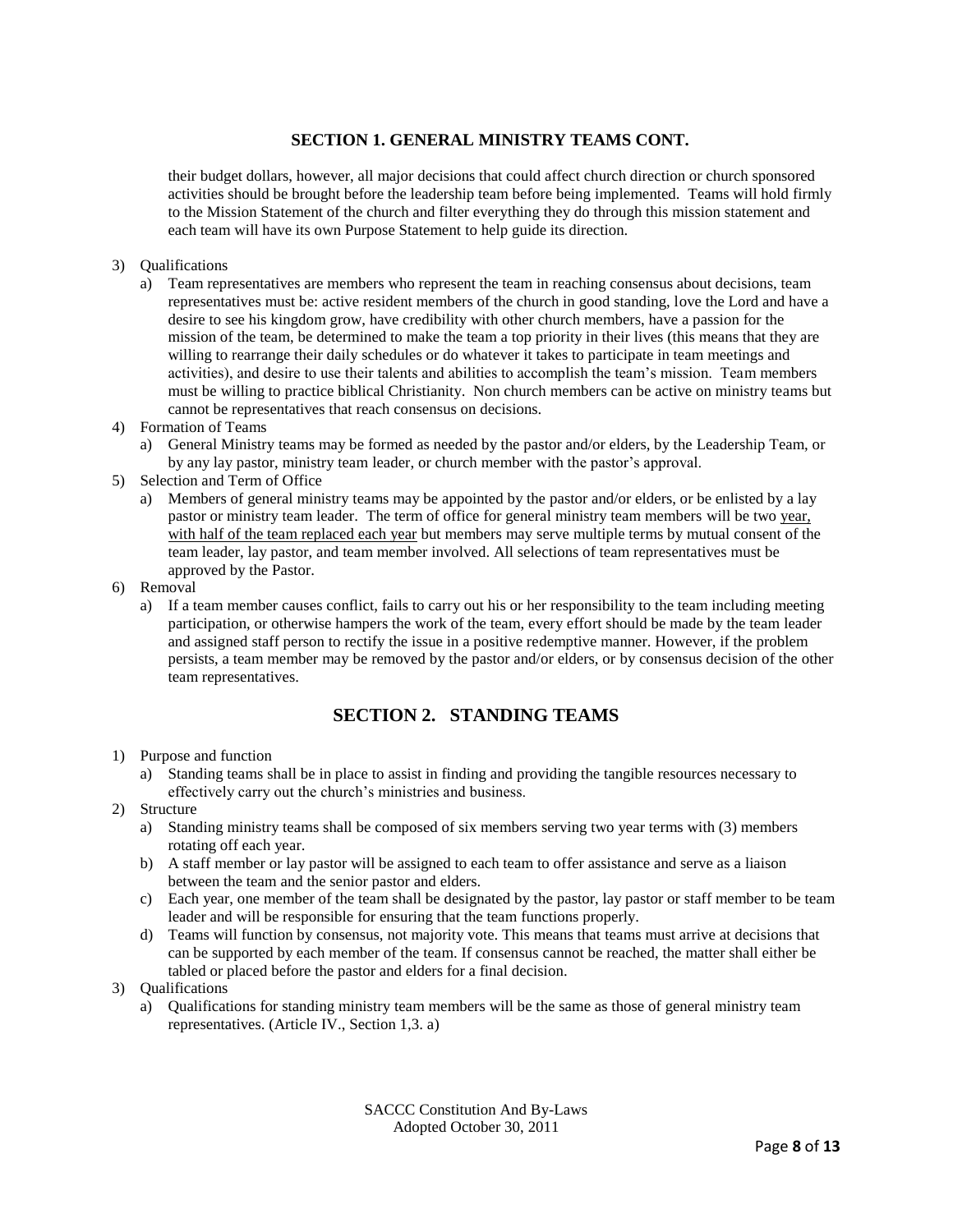## SECTION 1. GENERAL MINISTRY TEAMS CONT.

their budget dollars, however, all major decisions that could affect church direction or church sponsored activities should be brought before the leadership team before being implemented. Teams will hold firmly to the Mission Statement of the church and filter everything they do through this mission statement and each team will have its own Purpose Statement to help guide its direction.

3) Qualifications
   a) Team representatives are members who represent the team in reaching consensus about decisions, team representatives must be: active resident members of the church in good standing, love the Lord and have a desire to see his kingdom grow, have credibility with other church members, have a passion for the mission of the team, be determined to make the team a top priority in their lives (this means that they are willing to rearrange their daily schedules or do whatever it takes to participate in team meetings and activities), and desire to use their talents and abilities to accomplish the team's mission. Team members must be willing to practice biblical Christianity. Non church members can be active on ministry teams but cannot be representatives that reach consensus on decisions.
4) Formation of Teams
   a) General Ministry teams may be formed as needed by the pastor and/or elders, by the Leadership Team, or by any lay pastor, ministry team leader, or church member with the pastor's approval.
5) Selection and Term of Office
   a) Members of general ministry teams may be appointed by the pastor and/or elders, or be enlisted by a lay pastor or ministry team leader. The term of office for general ministry team members will be two <u>year, with half of the team replaced each year</u> but members may serve multiple terms by mutual consent of the team leader, lay pastor, and team member involved. All selections of team representatives must be approved by the Pastor.
6) Removal
   a) If a team member causes conflict, fails to carry out his or her responsibility to the team including meeting participation, or otherwise hampers the work of the team, every effort should be made by the team leader and assigned staff person to rectify the issue in a positive redemptive manner. However, if the problem persists, a team member may be removed by the pastor and/or elders, or by consensus decision of the other team representatives.

## SECTION 2. STANDING TEAMS

1) Purpose and function
   a) Standing teams shall be in place to assist in finding and providing the tangible resources necessary to effectively carry out the church's ministries and business.
2) Structure
   a) Standing ministry teams shall be composed of six members serving two year terms with (3) members rotating off each year.
   b) A staff member or lay pastor will be assigned to each team to offer assistance and serve as a liaison between the team and the senior pastor and elders.
   c) Each year, one member of the team shall be designated by the pastor, lay pastor or staff member to be team leader and will be responsible for ensuring that the team functions properly.
   d) Teams will function by consensus, not majority vote. This means that teams must arrive at decisions that can be supported by each member of the team. If consensus cannot be reached, the matter shall either be tabled or placed before the pastor and elders for a final decision.
3) Qualifications
   a) Qualifications for standing ministry team members will be the same as those of general ministry team representatives. (Article IV., Section 1,3. a)

SACCC Constitution And By-Laws
Adopted October 30, 2011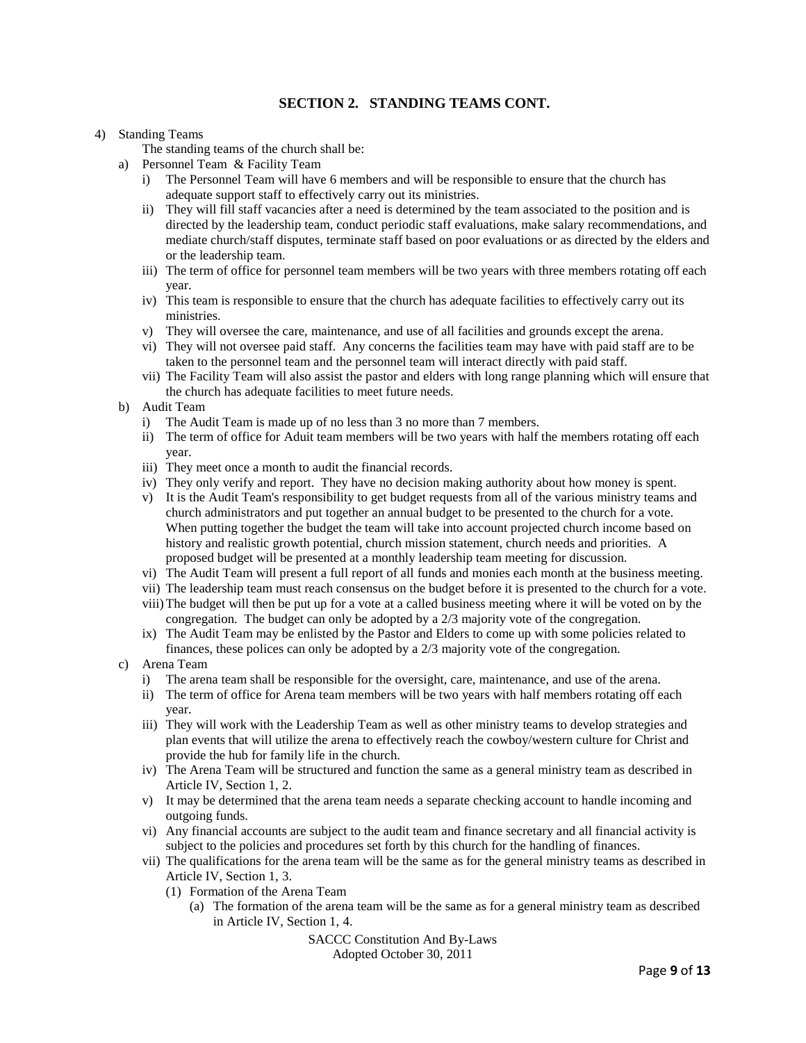## SECTION 2. STANDING TEAMS CONT.

4) Standing Teams

   The standing teams of the church shall be:

   a) Personnel Team & Facility Team
      i) The Personnel Team will have 6 members and will be responsible to ensure that the church has adequate support staff to effectively carry out its ministries.
      ii) They will fill staff vacancies after a need is determined by the team associated to the position and is directed by the leadership team, conduct periodic staff evaluations, make salary recommendations, and mediate church/staff disputes, terminate staff based on poor evaluations or as directed by the elders and or the leadership team.
      iii) The term of office for personnel team members will be two years with three members rotating off each year.
      iv) This team is responsible to ensure that the church has adequate facilities to effectively carry out its ministries.
      v) They will oversee the care, maintenance, and use of all facilities and grounds except the arena.
      vi) They will not oversee paid staff. Any concerns the facilities team may have with paid staff are to be taken to the personnel team and the personnel team will interact directly with paid staff.
      vii) The Facility Team will also assist the pastor and elders with long range planning which will ensure that the church has adequate facilities to meet future needs.

   b) Audit Team
      i) The Audit Team is made up of no less than 3 no more than 7 members.
      ii) The term of office for Aduit team members will be two years with half the members rotating off each year.
      iii) They meet once a month to audit the financial records.
      iv) They only verify and report. They have no decision making authority about how money is spent.
      v) It is the Audit Team's responsibility to get budget requests from all of the various ministry teams and church administrators and put together an annual budget to be presented to the church for a vote. When putting together the budget the team will take into account projected church income based on history and realistic growth potential, church mission statement, church needs and priorities. A proposed budget will be presented at a monthly leadership team meeting for discussion.
      vi) The Audit Team will present a full report of all funds and monies each month at the business meeting.
      vii) The leadership team must reach consensus on the budget before it is presented to the church for a vote.
      viii) The budget will then be put up for a vote at a called business meeting where it will be voted on by the congregation. The budget can only be adopted by a 2/3 majority vote of the congregation.
      ix) The Audit Team may be enlisted by the Pastor and Elders to come up with some policies related to finances, these polices can only be adopted by a 2/3 majority vote of the congregation.

   c) Arena Team
      i) The arena team shall be responsible for the oversight, care, maintenance, and use of the arena.
      ii) The term of office for Arena team members will be two years with half members rotating off each year.
      iii) They will work with the Leadership Team as well as other ministry teams to develop strategies and plan events that will utilize the arena to effectively reach the cowboy/western culture for Christ and provide the hub for family life in the church.
      iv) The Arena Team will be structured and function the same as a general ministry team as described in Article IV, Section 1, 2.
      v) It may be determined that the arena team needs a separate checking account to handle incoming and outgoing funds.
      vi) Any financial accounts are subject to the audit team and finance secretary and all financial activity is subject to the policies and procedures set forth by this church for the handling of finances.
      vii) The qualifications for the arena team will be the same as for the general ministry teams as described in Article IV, Section 1, 3.
         (1) Formation of the Arena Team
            (a) The formation of the arena team will be the same as for a general ministry team as described in Article IV, Section 1, 4.

SACCC Constitution And By-Laws
Adopted October 30, 2011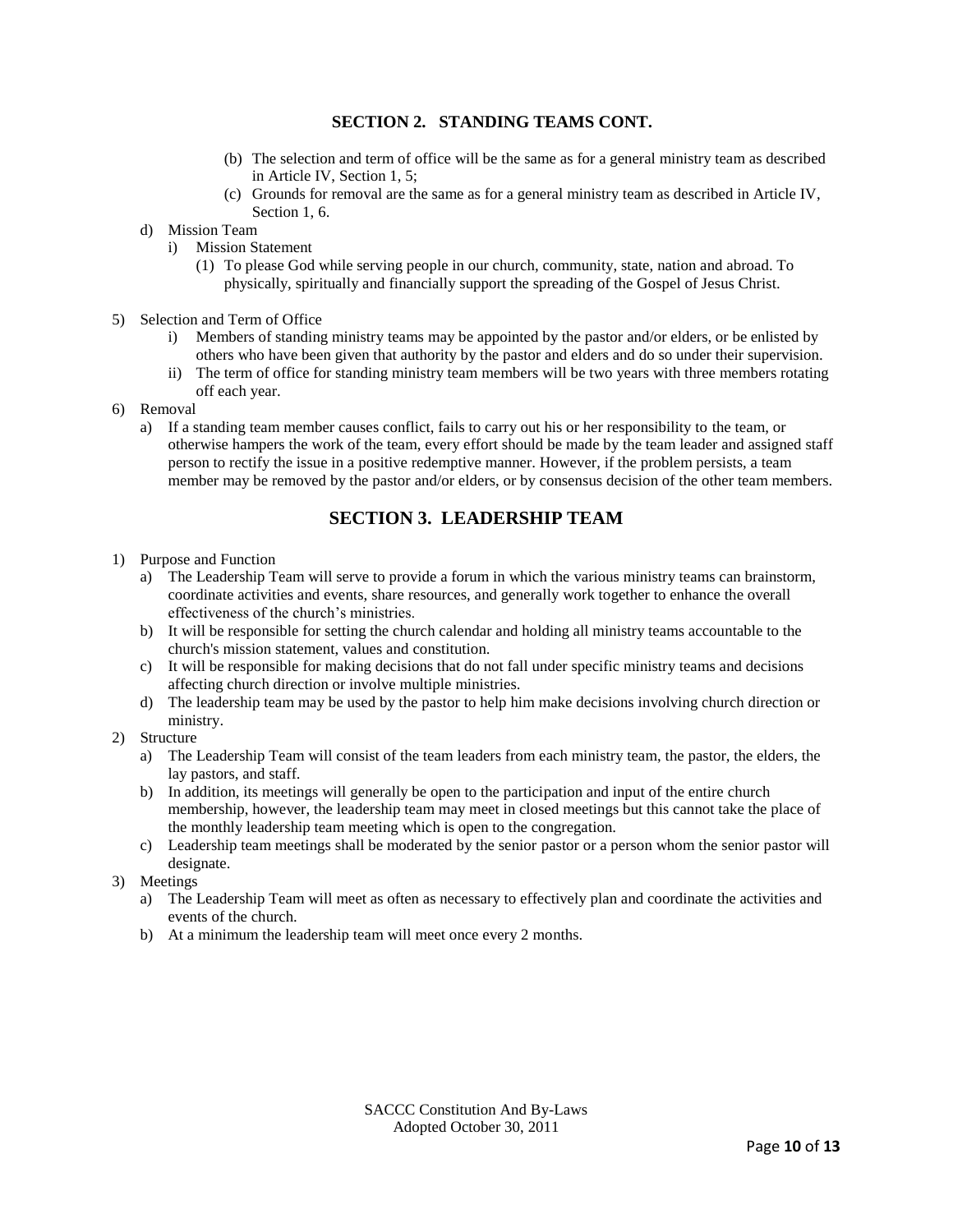## SECTION 2. STANDING TEAMS CONT.

- (b) The selection and term of office will be the same as for a general ministry team as described in Article IV, Section 1, 5;
- (c) Grounds for removal are the same as for a general ministry team as described in Article IV, Section 1, 6.

- d) Mission Team
  - i) Mission Statement
    - (1) To please God while serving people in our church, community, state, nation and abroad. To physically, spiritually and financially support the spreading of the Gospel of Jesus Christ.

5) Selection and Term of Office
   - i) Members of standing ministry teams may be appointed by the pastor and/or elders, or be enlisted by others who have been given that authority by the pastor and elders and do so under their supervision.
   - ii) The term of office for standing ministry team members will be two years with three members rotating off each year.
6) Removal
   - a) If a standing team member causes conflict, fails to carry out his or her responsibility to the team, or otherwise hampers the work of the team, every effort should be made by the team leader and assigned staff person to rectify the issue in a positive redemptive manner. However, if the problem persists, a team member may be removed by the pastor and/or elders, or by consensus decision of the other team members.

## SECTION 3. LEADERSHIP TEAM

1) Purpose and Function
   - a) The Leadership Team will serve to provide a forum in which the various ministry teams can brainstorm, coordinate activities and events, share resources, and generally work together to enhance the overall effectiveness of the church's ministries.
   - b) It will be responsible for setting the church calendar and holding all ministry teams accountable to the church's mission statement, values and constitution.
   - c) It will be responsible for making decisions that do not fall under specific ministry teams and decisions affecting church direction or involve multiple ministries.
   - d) The leadership team may be used by the pastor to help him make decisions involving church direction or ministry.
2) Structure
   - a) The Leadership Team will consist of the team leaders from each ministry team, the pastor, the elders, the lay pastors, and staff.
   - b) In addition, its meetings will generally be open to the participation and input of the entire church membership, however, the leadership team may meet in closed meetings but this cannot take the place of the monthly leadership team meeting which is open to the congregation.
   - c) Leadership team meetings shall be moderated by the senior pastor or a person whom the senior pastor will designate.
3) Meetings
   - a) The Leadership Team will meet as often as necessary to effectively plan and coordinate the activities and events of the church.
   - b) At a minimum the leadership team will meet once every 2 months.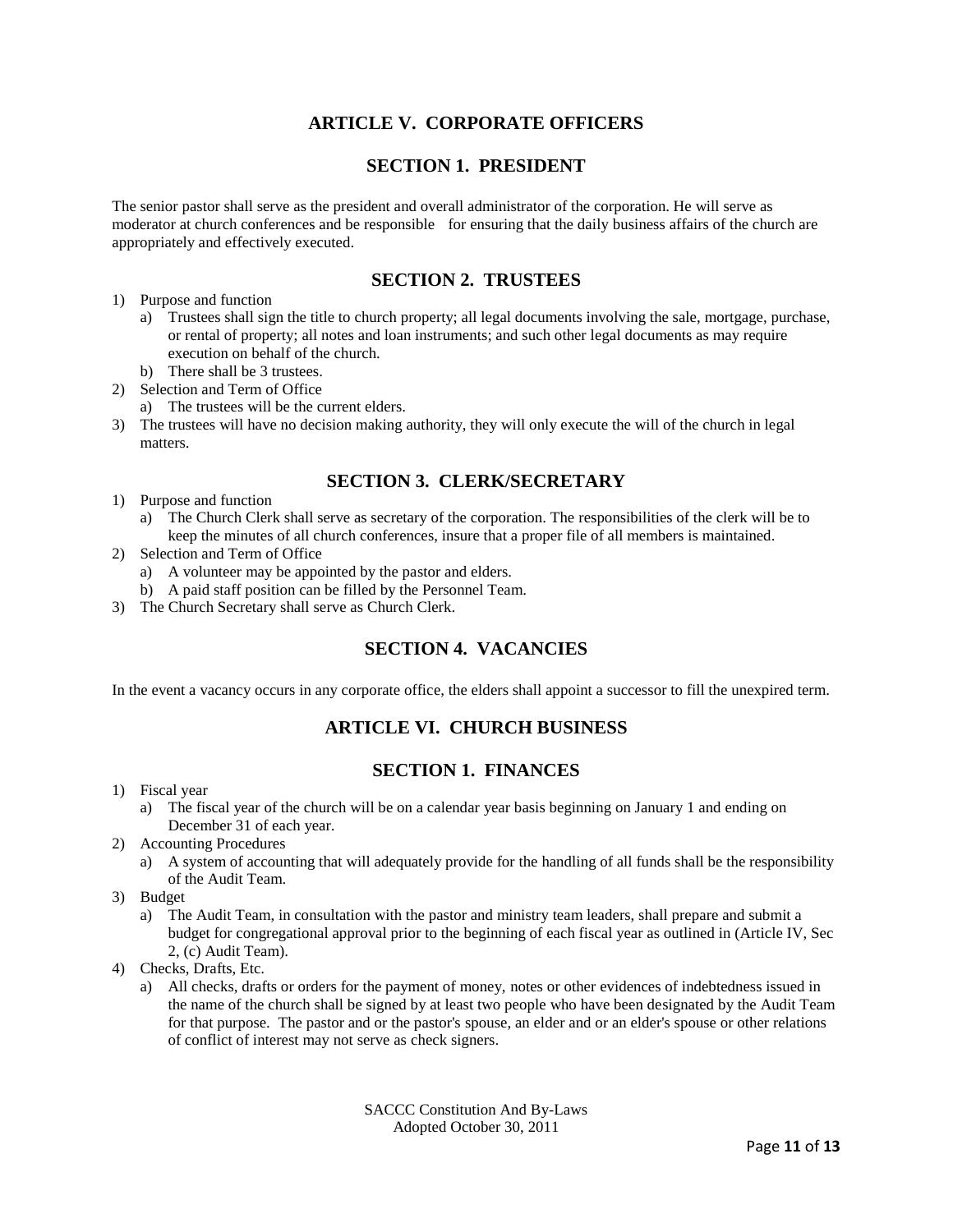## ARTICLE V. CORPORATE OFFICERS

### SECTION 1. PRESIDENT

The senior pastor shall serve as the president and overall administrator of the corporation. He will serve as moderator at church conferences and be responsible for ensuring that the daily business affairs of the church are appropriately and effectively executed.

### SECTION 2. TRUSTEES

1) Purpose and function
   a) Trustees shall sign the title to church property; all legal documents involving the sale, mortgage, purchase, or rental of property; all notes and loan instruments; and such other legal documents as may require execution on behalf of the church.
   b) There shall be 3 trustees.
2) Selection and Term of Office
   a) The trustees will be the current elders.
3) The trustees will have no decision making authority, they will only execute the will of the church in legal matters.

### SECTION 3. CLERK/SECRETARY

1) Purpose and function
   a) The Church Clerk shall serve as secretary of the corporation. The responsibilities of the clerk will be to keep the minutes of all church conferences, insure that a proper file of all members is maintained.
2) Selection and Term of Office
   a) A volunteer may be appointed by the pastor and elders.
   b) A paid staff position can be filled by the Personnel Team.
3) The Church Secretary shall serve as Church Clerk.

### SECTION 4. VACANCIES

In the event a vacancy occurs in any corporate office, the elders shall appoint a successor to fill the unexpired term.

## ARTICLE VI. CHURCH BUSINESS

### SECTION 1. FINANCES

1) Fiscal year
   a) The fiscal year of the church will be on a calendar year basis beginning on January 1 and ending on December 31 of each year.
2) Accounting Procedures
   a) A system of accounting that will adequately provide for the handling of all funds shall be the responsibility of the Audit Team.
3) Budget
   a) The Audit Team, in consultation with the pastor and ministry team leaders, shall prepare and submit a budget for congregational approval prior to the beginning of each fiscal year as outlined in (Article IV, Sec 2, (c) Audit Team).
4) Checks, Drafts, Etc.
   a) All checks, drafts or orders for the payment of money, notes or other evidences of indebtedness issued in the name of the church shall be signed by at least two people who have been designated by the Audit Team for that purpose. The pastor and or the pastor's spouse, an elder and or an elder's spouse or other relations of conflict of interest may not serve as check signers.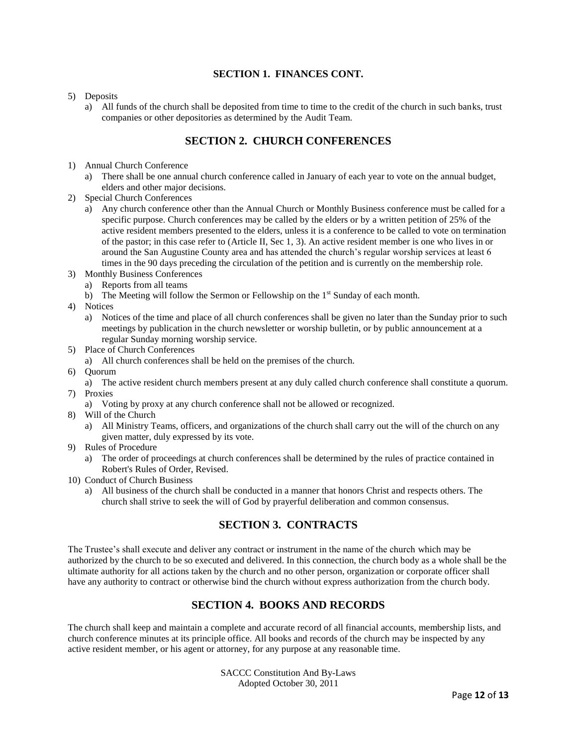### SECTION 1. FINANCES CONT.

5) Deposits
   a) All funds of the church shall be deposited from time to time to the credit of the church in such banks, trust companies or other depositories as determined by the Audit Team.

## SECTION 2. CHURCH CONFERENCES

1) Annual Church Conference
   a) There shall be one annual church conference called in January of each year to vote on the annual budget, elders and other major decisions.
2) Special Church Conferences
   a) Any church conference other than the Annual Church or Monthly Business conference must be called for a specific purpose. Church conferences may be called by the elders or by a written petition of 25% of the active resident members presented to the elders, unless it is a conference to be called to vote on termination of the pastor; in this case refer to (Article II, Sec 1, 3). An active resident member is one who lives in or around the San Augustine County area and has attended the church's regular worship services at least 6 times in the 90 days preceding the circulation of the petition and is currently on the membership role.
3) Monthly Business Conferences
   a) Reports from all teams
   b) The Meeting will follow the Sermon or Fellowship on the 1st Sunday of each month.
4) Notices
   a) Notices of the time and place of all church conferences shall be given no later than the Sunday prior to such meetings by publication in the church newsletter or worship bulletin, or by public announcement at a regular Sunday morning worship service.
5) Place of Church Conferences
   a) All church conferences shall be held on the premises of the church.
6) Quorum
   a) The active resident church members present at any duly called church conference shall constitute a quorum.
7) Proxies
   a) Voting by proxy at any church conference shall not be allowed or recognized.
8) Will of the Church
   a) All Ministry Teams, officers, and organizations of the church shall carry out the will of the church on any given matter, duly expressed by its vote.
9) Rules of Procedure
   a) The order of proceedings at church conferences shall be determined by the rules of practice contained in Robert's Rules of Order, Revised.
10) Conduct of Church Business
    a) All business of the church shall be conducted in a manner that honors Christ and respects others. The church shall strive to seek the will of God by prayerful deliberation and common consensus.

## SECTION 3. CONTRACTS

The Trustee's shall execute and deliver any contract or instrument in the name of the church which may be authorized by the church to be so executed and delivered. In this connection, the church body as a whole shall be the ultimate authority for all actions taken by the church and no other person, organization or corporate officer shall have any authority to contract or otherwise bind the church without express authorization from the church body.

## SECTION 4. BOOKS AND RECORDS

The church shall keep and maintain a complete and accurate record of all financial accounts, membership lists, and church conference minutes at its principle office. All books and records of the church may be inspected by any active resident member, or his agent or attorney, for any purpose at any reasonable time.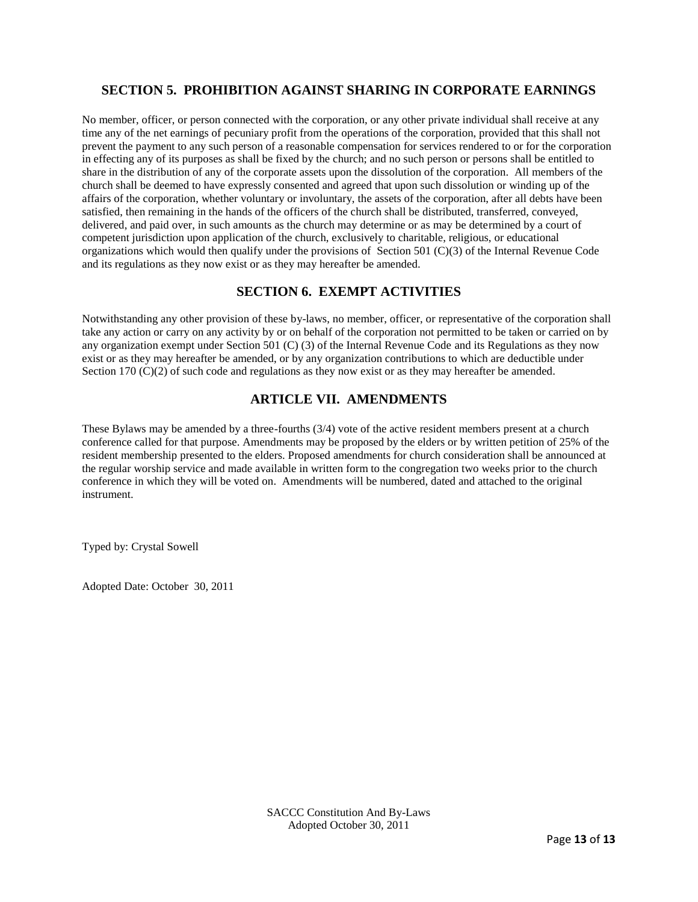## SECTION 5. PROHIBITION AGAINST SHARING IN CORPORATE EARNINGS

No member, officer, or person connected with the corporation, or any other private individual shall receive at any time any of the net earnings of pecuniary profit from the operations of the corporation, provided that this shall not prevent the payment to any such person of a reasonable compensation for services rendered to or for the corporation in effecting any of its purposes as shall be fixed by the church; and no such person or persons shall be entitled to share in the distribution of any of the corporate assets upon the dissolution of the corporation. All members of the church shall be deemed to have expressly consented and agreed that upon such dissolution or winding up of the affairs of the corporation, whether voluntary or involuntary, the assets of the corporation, after all debts have been satisfied, then remaining in the hands of the officers of the church shall be distributed, transferred, conveyed, delivered, and paid over, in such amounts as the church may determine or as may be determined by a court of competent jurisdiction upon application of the church, exclusively to charitable, religious, or educational organizations which would then qualify under the provisions of Section 501 (C)(3) of the Internal Revenue Code and its regulations as they now exist or as they may hereafter be amended.

## SECTION 6. EXEMPT ACTIVITIES

Notwithstanding any other provision of these by-laws, no member, officer, or representative of the corporation shall take any action or carry on any activity by or on behalf of the corporation not permitted to be taken or carried on by any organization exempt under Section 501 (C) (3) of the Internal Revenue Code and its Regulations as they now exist or as they may hereafter be amended, or by any organization contributions to which are deductible under Section 170 (C)(2) of such code and regulations as they now exist or as they may hereafter be amended.

## ARTICLE VII. AMENDMENTS

These Bylaws may be amended by a three-fourths (3/4) vote of the active resident members present at a church conference called for that purpose. Amendments may be proposed by the elders or by written petition of 25% of the resident membership presented to the elders. Proposed amendments for church consideration shall be announced at the regular worship service and made available in written form to the congregation two weeks prior to the church conference in which they will be voted on. Amendments will be numbered, dated and attached to the original instrument.

Typed by: Crystal Sowell

Adopted Date: October 30, 2011